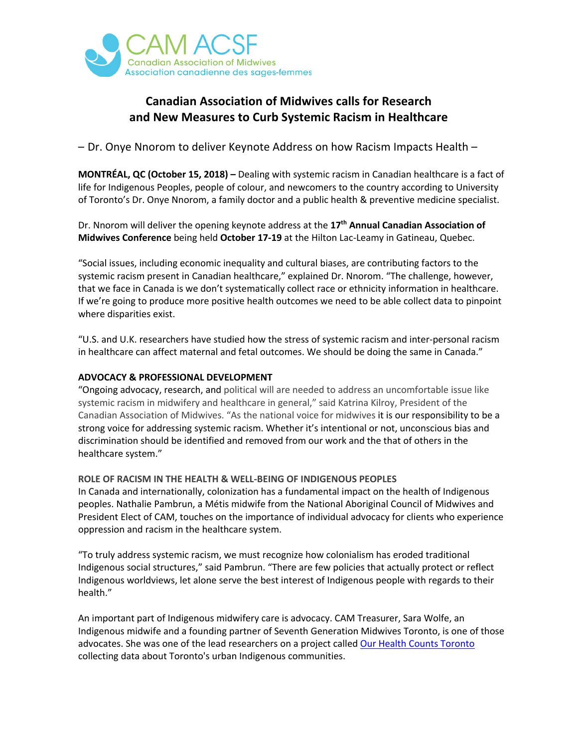CAM ACSF
Canadian Association of Midwives
Association canadienne des sages-femmes

# Canadian Association of Midwives calls for Research and New Measures to Curb Systemic Racism in Healthcare

– Dr. Onye Nnorom to deliver Keynote Address on how Racism Impacts Health –

**MONTRÉAL, QC (October 15, 2018) –** Dealing with systemic racism in Canadian healthcare is a fact of life for Indigenous Peoples, people of colour, and newcomers to the country according to University of Toronto's Dr. Onye Nnorom, a family doctor and a public health & preventive medicine specialist.

Dr. Nnorom will deliver the opening keynote address at the **17th Annual Canadian Association of Midwives Conference** being held **October 17-19** at the Hilton Lac-Leamy in Gatineau, Quebec.

"Social issues, including economic inequality and cultural biases, are contributing factors to the systemic racism present in Canadian healthcare," explained Dr. Nnorom. "The challenge, however, that we face in Canada is we don't systematically collect race or ethnicity information in healthcare. If we're going to produce more positive health outcomes we need to be able collect data to pinpoint where disparities exist.

"U.S. and U.K. researchers have studied how the stress of systemic racism and inter-personal racism in healthcare can affect maternal and fetal outcomes. We should be doing the same in Canada."

**ADVOCACY & PROFESSIONAL DEVELOPMENT**

"Ongoing advocacy, research, and political will are needed to address an uncomfortable issue like systemic racism in midwifery and healthcare in general," said Katrina Kilroy, President of the Canadian Association of Midwives. "As the national voice for midwives it is our responsibility to be a strong voice for addressing systemic racism. Whether it's intentional or not, unconscious bias and discrimination should be identified and removed from our work and the that of others in the healthcare system."

**ROLE OF RACISM IN THE HEALTH & WELL-BEING OF INDIGENOUS PEOPLES**

In Canada and internationally, colonization has a fundamental impact on the health of Indigenous peoples. Nathalie Pambrun, a Métis midwife from the National Aboriginal Council of Midwives and President Elect of CAM, touches on the importance of individual advocacy for clients who experience oppression and racism in the healthcare system.

"To truly address systemic racism, we must recognize how colonialism has eroded traditional Indigenous social structures," said Pambrun. "There are few policies that actually protect or reflect Indigenous worldviews, let alone serve the best interest of Indigenous people with regards to their health."

An important part of Indigenous midwifery care is advocacy. CAM Treasurer, Sara Wolfe, an Indigenous midwife and a founding partner of Seventh Generation Midwives Toronto, is one of those advocates. She was one of the lead researchers on a project called Our Health Counts Toronto collecting data about Toronto's urban Indigenous communities.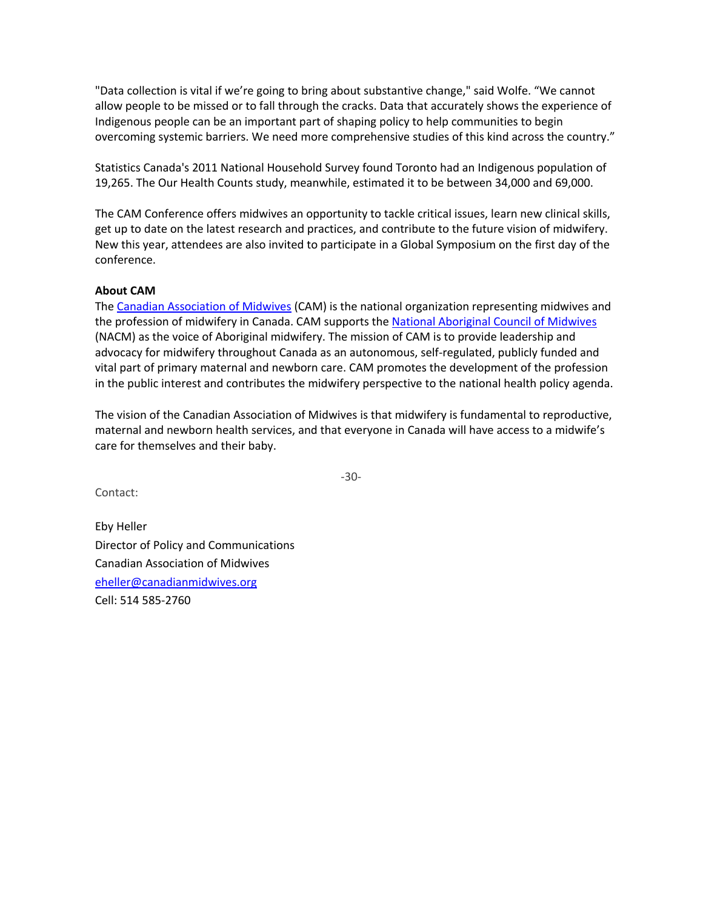"Data collection is vital if we're going to bring about substantive change," said Wolfe. "We cannot allow people to be missed or to fall through the cracks. Data that accurately shows the experience of Indigenous people can be an important part of shaping policy to help communities to begin overcoming systemic barriers. We need more comprehensive studies of this kind across the country."

Statistics Canada's 2011 National Household Survey found Toronto had an Indigenous population of 19,265. The Our Health Counts study, meanwhile, estimated it to be between 34,000 and 69,000.

The CAM Conference offers midwives an opportunity to tackle critical issues, learn new clinical skills, get up to date on the latest research and practices, and contribute to the future vision of midwifery. New this year, attendees are also invited to participate in a Global Symposium on the first day of the conference.

**About CAM**

The Canadian Association of Midwives (CAM) is the national organization representing midwives and the profession of midwifery in Canada. CAM supports the National Aboriginal Council of Midwives (NACM) as the voice of Aboriginal midwifery. The mission of CAM is to provide leadership and advocacy for midwifery throughout Canada as an autonomous, self-regulated, publicly funded and vital part of primary maternal and newborn care. CAM promotes the development of the profession in the public interest and contributes the midwifery perspective to the national health policy agenda.

The vision of the Canadian Association of Midwives is that midwifery is fundamental to reproductive, maternal and newborn health services, and that everyone in Canada will have access to a midwife's care for themselves and their baby.

-30-

Contact:

Eby Heller
Director of Policy and Communications
Canadian Association of Midwives
eheller@canadianmidwives.org
Cell: 514 585-2760